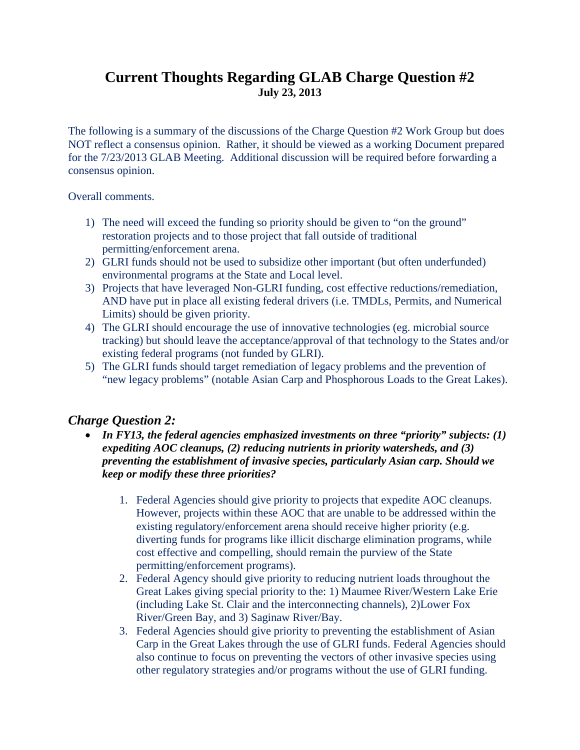# Current Thoughts Regarding GLAB Charge Question #2

**July 23, 2013**

The following is a summary of the discussions of the Charge Question #2 Work Group but does NOT reflect a consensus opinion. Rather, it should be viewed as a working Document prepared for the 7/23/2013 GLAB Meeting. Additional discussion will be required before forwarding a consensus opinion.

Overall comments.

1) The need will exceed the funding so priority should be given to "on the ground" restoration projects and to those project that fall outside of traditional permitting/enforcement arena.
2) GLRI funds should not be used to subsidize other important (but often underfunded) environmental programs at the State and Local level.
3) Projects that have leveraged Non-GLRI funding, cost effective reductions/remediation, AND have put in place all existing federal drivers (i.e. TMDLs, Permits, and Numerical Limits) should be given priority.
4) The GLRI should encourage the use of innovative technologies (eg. microbial source tracking) but should leave the acceptance/approval of that technology to the States and/or existing federal programs (not funded by GLRI).
5) The GLRI funds should target remediation of legacy problems and the prevention of "new legacy problems" (notable Asian Carp and Phosphorous Loads to the Great Lakes).

## *Charge Question 2:*

- ***In FY13, the federal agencies emphasized investments on three "priority" subjects: (1) expediting AOC cleanups, (2) reducing nutrients in priority watersheds, and (3) preventing the establishment of invasive species, particularly Asian carp. Should we keep or modify these three priorities?***

  1. Federal Agencies should give priority to projects that expedite AOC cleanups. However, projects within these AOC that are unable to be addressed within the existing regulatory/enforcement arena should receive higher priority (e.g. diverting funds for programs like illicit discharge elimination programs, while cost effective and compelling, should remain the purview of the State permitting/enforcement programs).
  2. Federal Agency should give priority to reducing nutrient loads throughout the Great Lakes giving special priority to the: 1) Maumee River/Western Lake Erie (including Lake St. Clair and the interconnecting channels), 2)Lower Fox River/Green Bay, and 3) Saginaw River/Bay.
  3. Federal Agencies should give priority to preventing the establishment of Asian Carp in the Great Lakes through the use of GLRI funds. Federal Agencies should also continue to focus on preventing the vectors of other invasive species using other regulatory strategies and/or programs without the use of GLRI funding.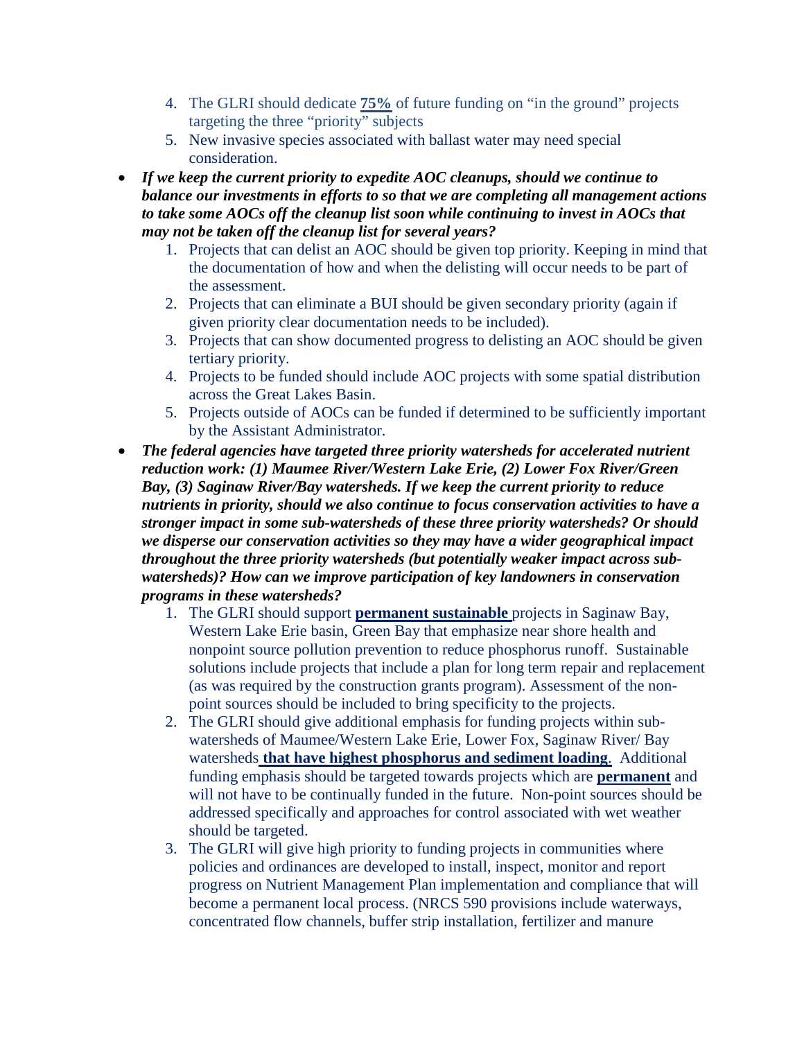4. The GLRI should dedicate **75%** of future funding on "in the ground" projects targeting the three "priority" subjects
5. New invasive species associated with ballast water may need special consideration.

- ***If we keep the current priority to expedite AOC cleanups, should we continue to balance our investments in efforts to so that we are completing all management actions to take some AOCs off the cleanup list soon while continuing to invest in AOCs that may not be taken off the cleanup list for several years?***
  1. Projects that can delist an AOC should be given top priority. Keeping in mind that the documentation of how and when the delisting will occur needs to be part of the assessment.
  2. Projects that can eliminate a BUI should be given secondary priority (again if given priority clear documentation needs to be included).
  3. Projects that can show documented progress to delisting an AOC should be given tertiary priority.
  4. Projects to be funded should include AOC projects with some spatial distribution across the Great Lakes Basin.
  5. Projects outside of AOCs can be funded if determined to be sufficiently important by the Assistant Administrator.
- ***The federal agencies have targeted three priority watersheds for accelerated nutrient reduction work: (1) Maumee River/Western Lake Erie, (2) Lower Fox River/Green Bay, (3) Saginaw River/Bay watersheds. If we keep the current priority to reduce nutrients in priority, should we also continue to focus conservation activities to have a stronger impact in some sub-watersheds of these three priority watersheds? Or should we disperse our conservation activities so they may have a wider geographical impact throughout the three priority watersheds (but potentially weaker impact across sub-watersheds)? How can we improve participation of key landowners in conservation programs in these watersheds?***
  1. The GLRI should support **permanent sustainable** projects in Saginaw Bay, Western Lake Erie basin, Green Bay that emphasize near shore health and nonpoint source pollution prevention to reduce phosphorus runoff. Sustainable solutions include projects that include a plan for long term repair and replacement (as was required by the construction grants program). Assessment of the non-point sources should be included to bring specificity to the projects.
  2. The GLRI should give additional emphasis for funding projects within sub-watersheds of Maumee/Western Lake Erie, Lower Fox, Saginaw River/ Bay watersheds **that have highest phosphorus and sediment loading**. Additional funding emphasis should be targeted towards projects which are **permanent** and will not have to be continually funded in the future. Non-point sources should be addressed specifically and approaches for control associated with wet weather should be targeted.
  3. The GLRI will give high priority to funding projects in communities where policies and ordinances are developed to install, inspect, monitor and report progress on Nutrient Management Plan implementation and compliance that will become a permanent local process. (NRCS 590 provisions include waterways, concentrated flow channels, buffer strip installation, fertilizer and manure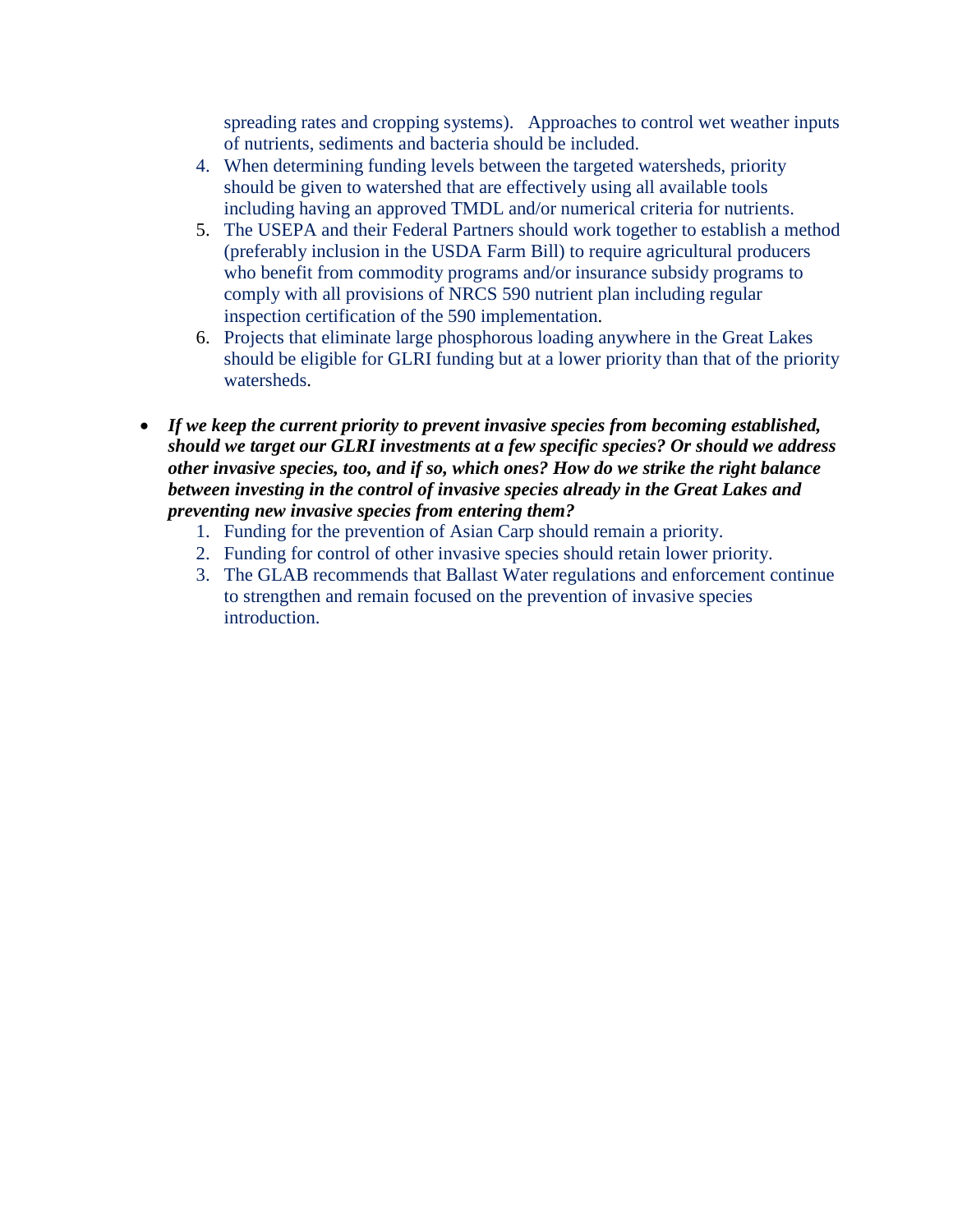spreading rates and cropping systems). Approaches to control wet weather inputs of nutrients, sediments and bacteria should be included.

4. When determining funding levels between the targeted watersheds, priority should be given to watershed that are effectively using all available tools including having an approved TMDL and/or numerical criteria for nutrients.
5. The USEPA and their Federal Partners should work together to establish a method (preferably inclusion in the USDA Farm Bill) to require agricultural producers who benefit from commodity programs and/or insurance subsidy programs to comply with all provisions of NRCS 590 nutrient plan including regular inspection certification of the 590 implementation.
6. Projects that eliminate large phosphorous loading anywhere in the Great Lakes should be eligible for GLRI funding but at a lower priority than that of the priority watersheds.

- ***If we keep the current priority to prevent invasive species from becoming established, should we target our GLRI investments at a few specific species? Or should we address other invasive species, too, and if so, which ones? How do we strike the right balance between investing in the control of invasive species already in the Great Lakes and preventing new invasive species from entering them?***
    1. Funding for the prevention of Asian Carp should remain a priority.
    2. Funding for control of other invasive species should retain lower priority.
    3. The GLAB recommends that Ballast Water regulations and enforcement continue to strengthen and remain focused on the prevention of invasive species introduction.